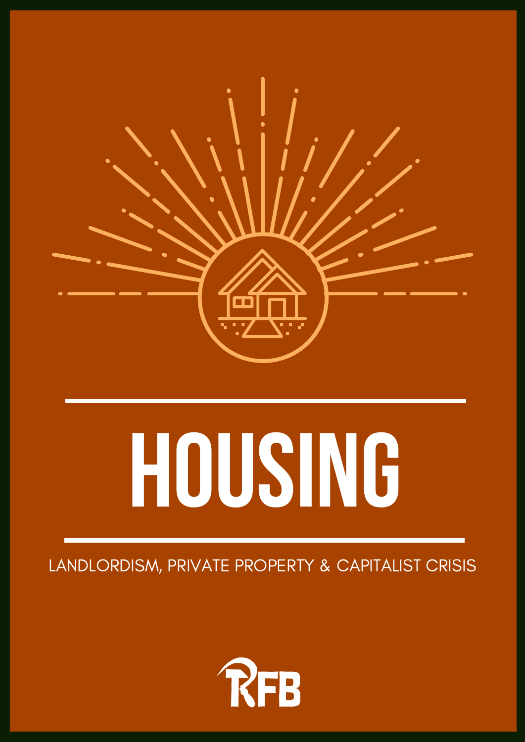# HOUSING

LANDLORDISM, PRIVATE PROPERTY & CAPITALIST CRISIS

RFB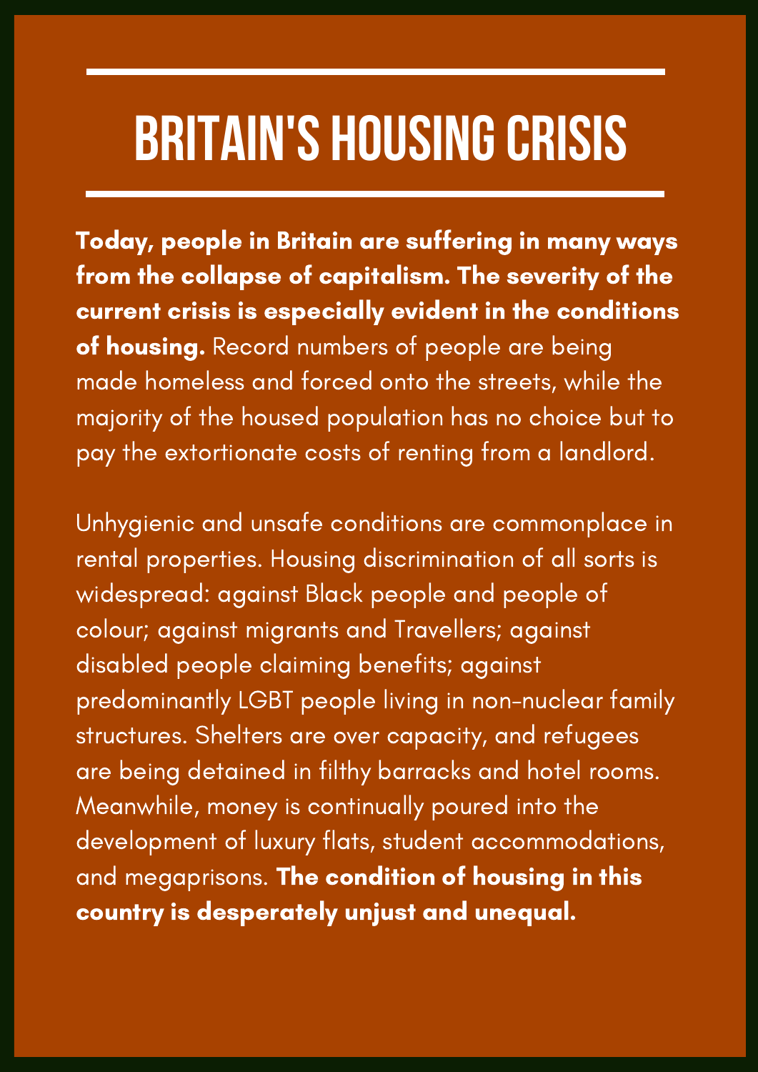# BRITAIN'S HOUSING CRISIS

**Today, people in Britain are suffering in many ways from the collapse of capitalism. The severity of the current crisis is especially evident in the conditions of housing.** Record numbers of people are being made homeless and forced onto the streets, while the majority of the housed population has no choice but to pay the extortionate costs of renting from a landlord.

Unhygienic and unsafe conditions are commonplace in rental properties. Housing discrimination of all sorts is widespread: against Black people and people of colour; against migrants and Travellers; against disabled people claiming benefits; against predominantly LGBT people living in non-nuclear family structures. Shelters are over capacity, and refugees are being detained in filthy barracks and hotel rooms. Meanwhile, money is continually poured into the development of luxury flats, student accommodations, and megaprisons. **The condition of housing in this country is desperately unjust and unequal.**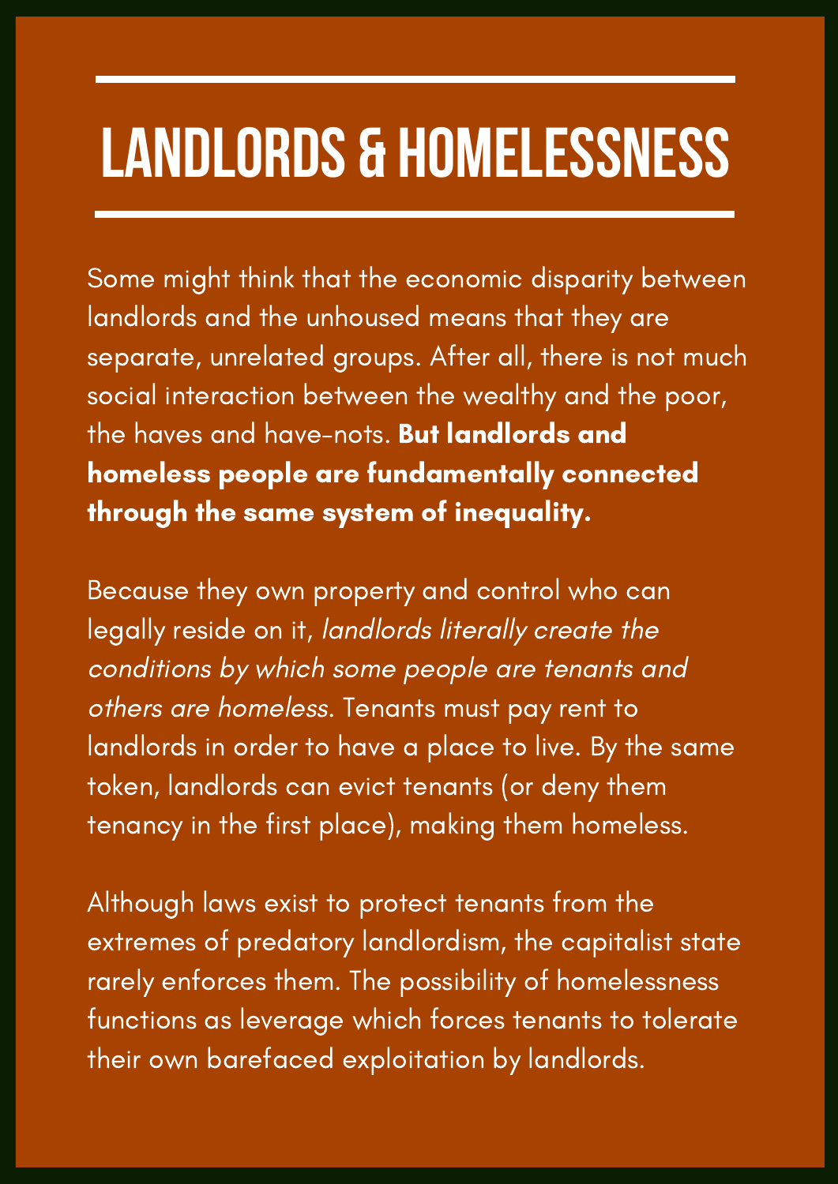# LANDLORDS & HOMELESSNESS

Some might think that the economic disparity between landlords and the unhoused means that they are separate, unrelated groups. After all, there is not much social interaction between the wealthy and the poor, the haves and have-nots. **But landlords and homeless people are fundamentally connected through the same system of inequality.**

Because they own property and control who can legally reside on it, *landlords literally create the conditions by which some people are tenants and others are homeless*. Tenants must pay rent to landlords in order to have a place to live. By the same token, landlords can evict tenants (or deny them tenancy in the first place), making them homeless.

Although laws exist to protect tenants from the extremes of predatory landlordism, the capitalist state rarely enforces them. The possibility of homelessness functions as leverage which forces tenants to tolerate their own barefaced exploitation by landlords.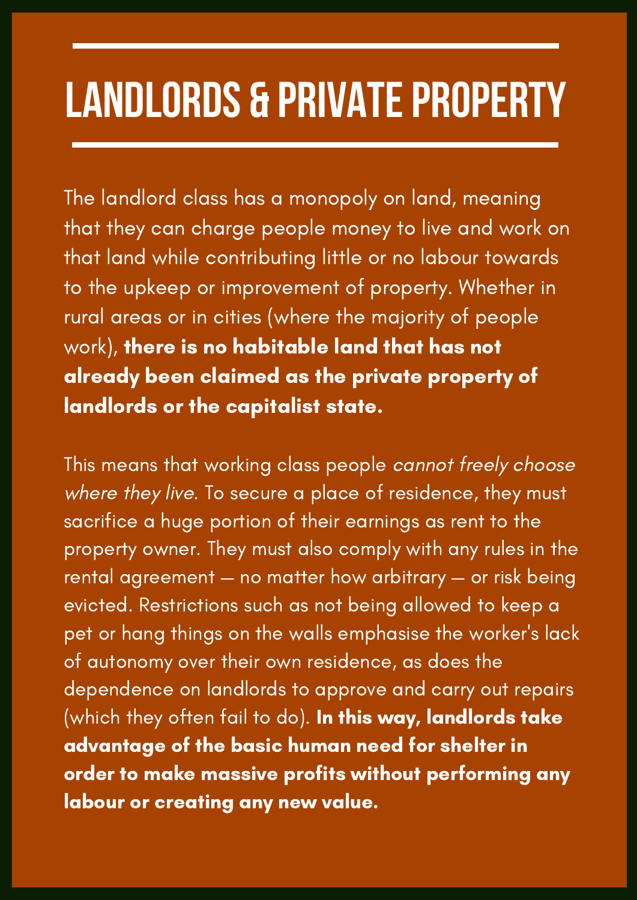# LANDLORDS & PRIVATE PROPERTY

The landlord class has a monopoly on land, meaning that they can charge people money to live and work on that land while contributing little or no labour towards to the upkeep or improvement of property. Whether in rural areas or in cities (where the majority of people work), **there is no habitable land that has not already been claimed as the private property of landlords or the capitalist state.**

This means that working class people *cannot freely choose where they live*. To secure a place of residence, they must sacrifice a huge portion of their earnings as rent to the property owner. They must also comply with any rules in the rental agreement — no matter how arbitrary — or risk being evicted. Restrictions such as not being allowed to keep a pet or hang things on the walls emphasise the worker's lack of autonomy over their own residence, as does the dependence on landlords to approve and carry out repairs (which they often fail to do). **In this way, landlords take advantage of the basic human need for shelter in order to make massive profits without performing any labour or creating any new value.**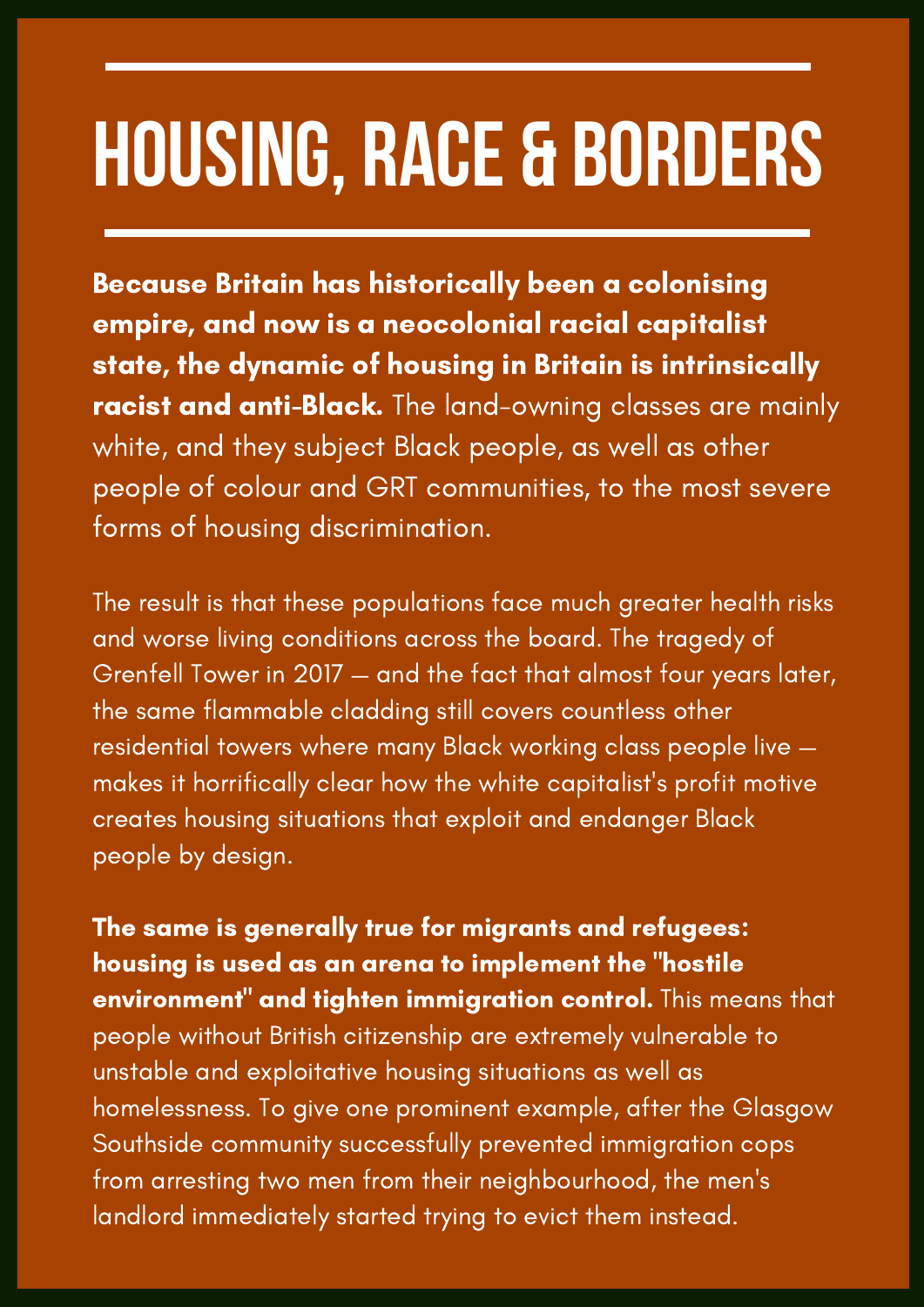# HOUSING, RACE & BORDERS

**Because Britain has historically been a colonising empire, and now is a neocolonial racial capitalist state, the dynamic of housing in Britain is intrinsically racist and anti-Black.** The land-owning classes are mainly white, and they subject Black people, as well as other people of colour and GRT communities, to the most severe forms of housing discrimination.

The result is that these populations face much greater health risks and worse living conditions across the board. The tragedy of Grenfell Tower in 2017 — and the fact that almost four years later, the same flammable cladding still covers countless other residential towers where many Black working class people live — makes it horrifically clear how the white capitalist's profit motive creates housing situations that exploit and endanger Black people by design.

**The same is generally true for migrants and refugees: housing is used as an arena to implement the "hostile environment" and tighten immigration control.** This means that people without British citizenship are extremely vulnerable to unstable and exploitative housing situations as well as homelessness. To give one prominent example, after the Glasgow Southside community successfully prevented immigration cops from arresting two men from their neighbourhood, the men's landlord immediately started trying to evict them instead.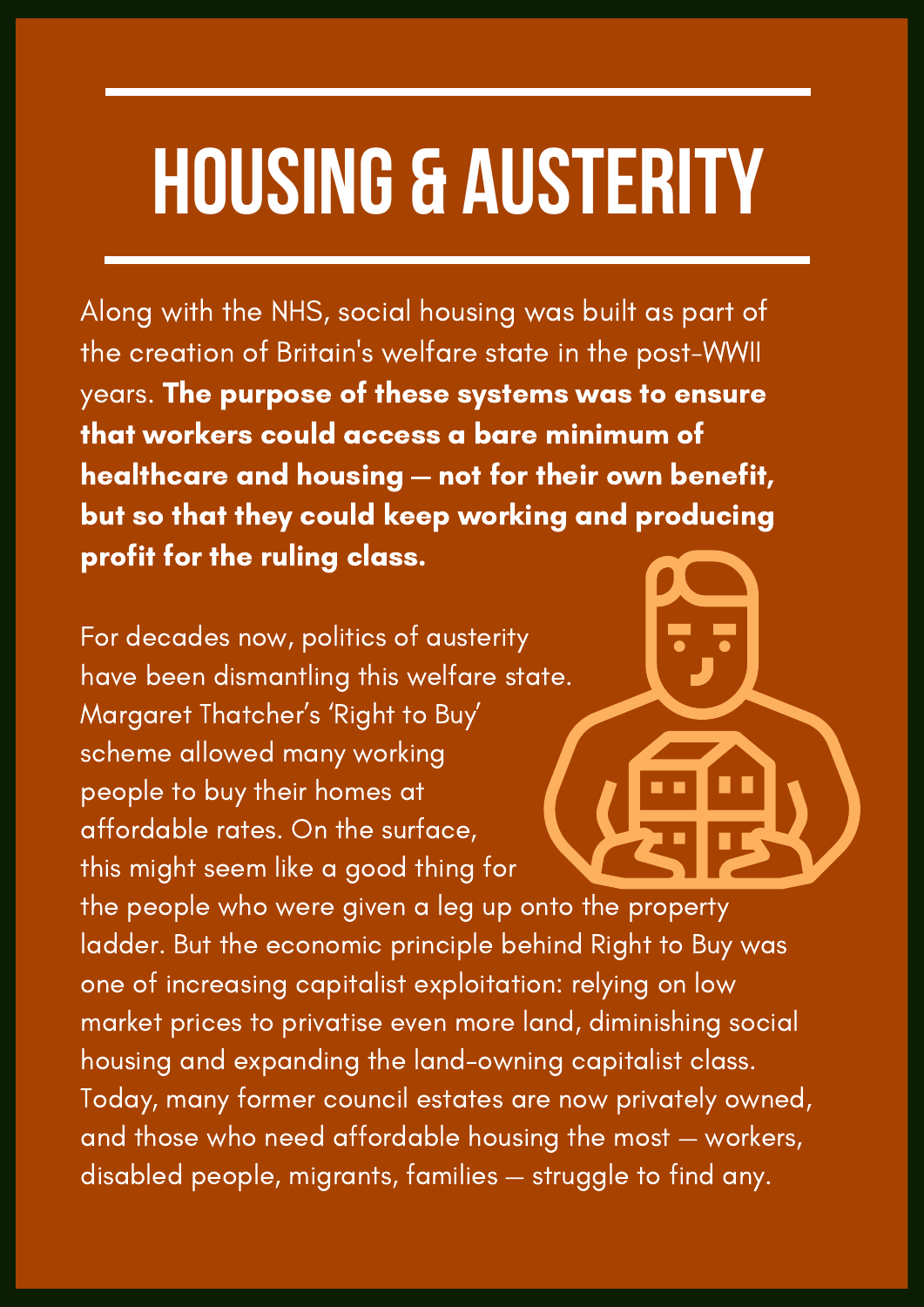# HOUSING & AUSTERITY

Along with the NHS, social housing was built as part of the creation of Britain's welfare state in the post-WWII years. **The purpose of these systems was to ensure that workers could access a bare minimum of healthcare and housing — not for their own benefit, but so that they could keep working and producing profit for the ruling class.**

For decades now, politics of austerity have been dismantling this welfare state. Margaret Thatcher's 'Right to Buy' scheme allowed many working people to buy their homes at affordable rates. On the surface, this might seem like a good thing for the people who were given a leg up onto the property ladder. But the economic principle behind Right to Buy was one of increasing capitalist exploitation: relying on low market prices to privatise even more land, diminishing social housing and expanding the land-owning capitalist class. Today, many former council estates are now privately owned, and those who need affordable housing the most — workers, disabled people, migrants, families — struggle to find any.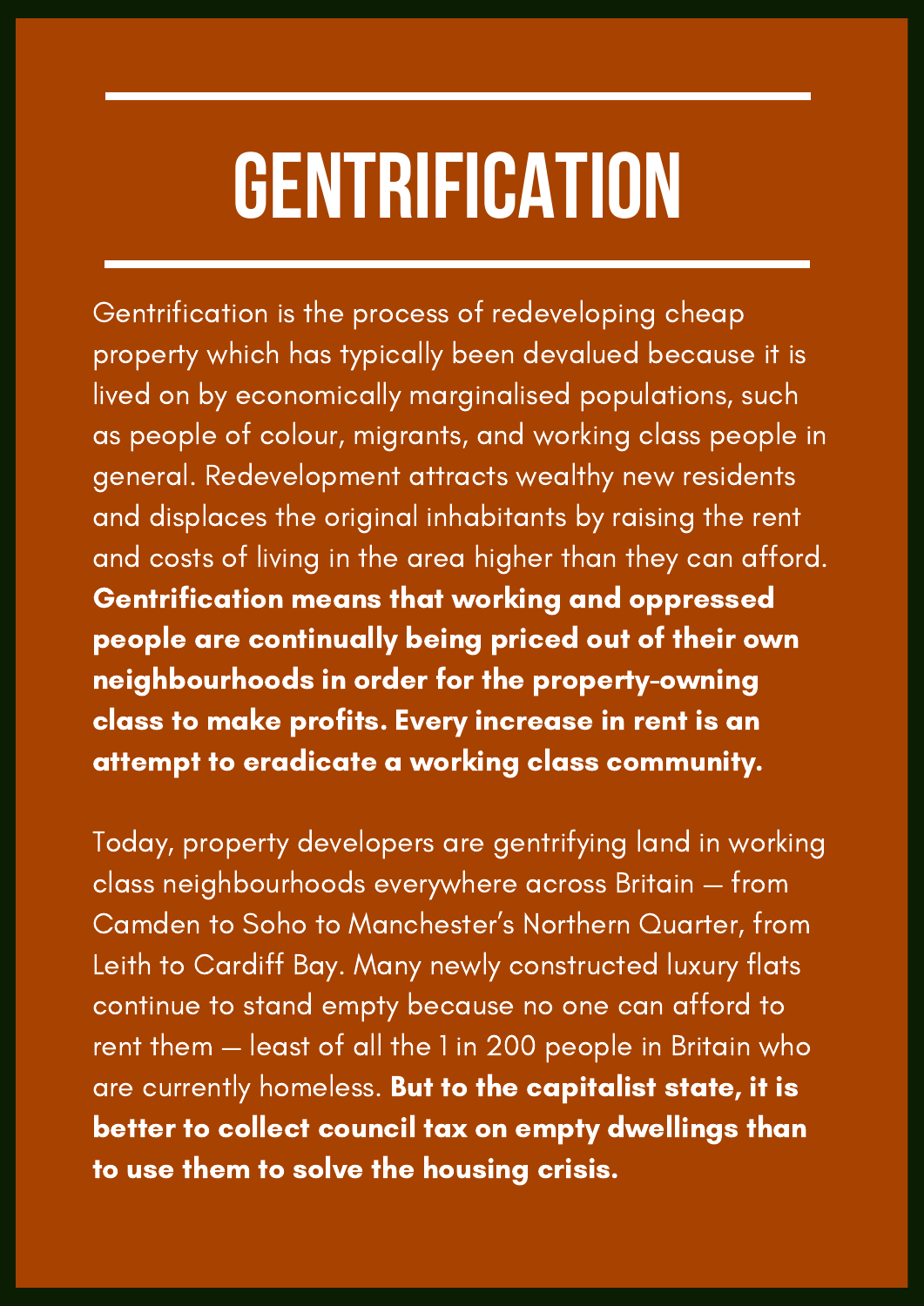# GENTRIFICATION

Gentrification is the process of redeveloping cheap property which has typically been devalued because it is lived on by economically marginalised populations, such as people of colour, migrants, and working class people in general. Redevelopment attracts wealthy new residents and displaces the original inhabitants by raising the rent and costs of living in the area higher than they can afford. **Gentrification means that working and oppressed people are continually being priced out of their own neighbourhoods in order for the property-owning class to make profits. Every increase in rent is an attempt to eradicate a working class community.**

Today, property developers are gentrifying land in working class neighbourhoods everywhere across Britain — from Camden to Soho to Manchester's Northern Quarter, from Leith to Cardiff Bay. Many newly constructed luxury flats continue to stand empty because no one can afford to rent them — least of all the 1 in 200 people in Britain who are currently homeless. **But to the capitalist state, it is better to collect council tax on empty dwellings than to use them to solve the housing crisis.**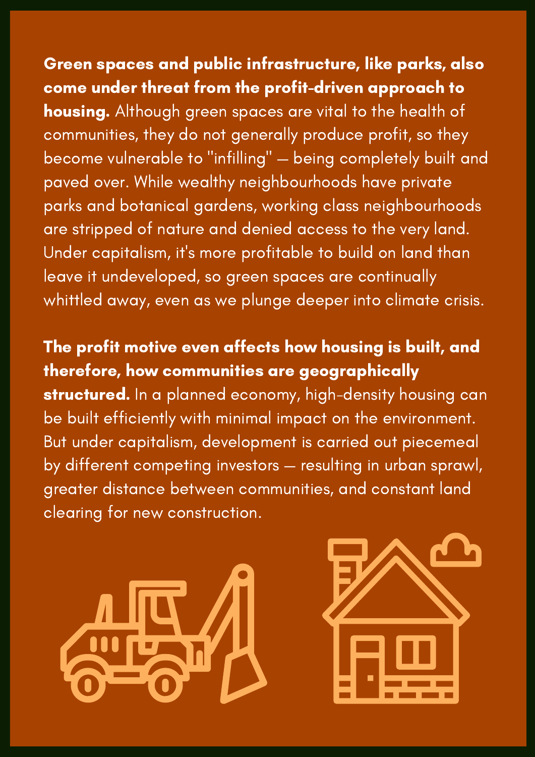**Green spaces and public infrastructure, like parks, also come under threat from the profit-driven approach to housing.** Although green spaces are vital to the health of communities, they do not generally produce profit, so they become vulnerable to "infilling" — being completely built and paved over. While wealthy neighbourhoods have private parks and botanical gardens, working class neighbourhoods are stripped of nature and denied access to the very land. Under capitalism, it's more profitable to build on land than leave it undeveloped, so green spaces are continually whittled away, even as we plunge deeper into climate crisis.

**The profit motive even affects how housing is built, and therefore, how communities are geographically structured.** In a planned economy, high-density housing can be built efficiently with minimal impact on the environment. But under capitalism, development is carried out piecemeal by different competing investors — resulting in urban sprawl, greater distance between communities, and constant land clearing for new construction.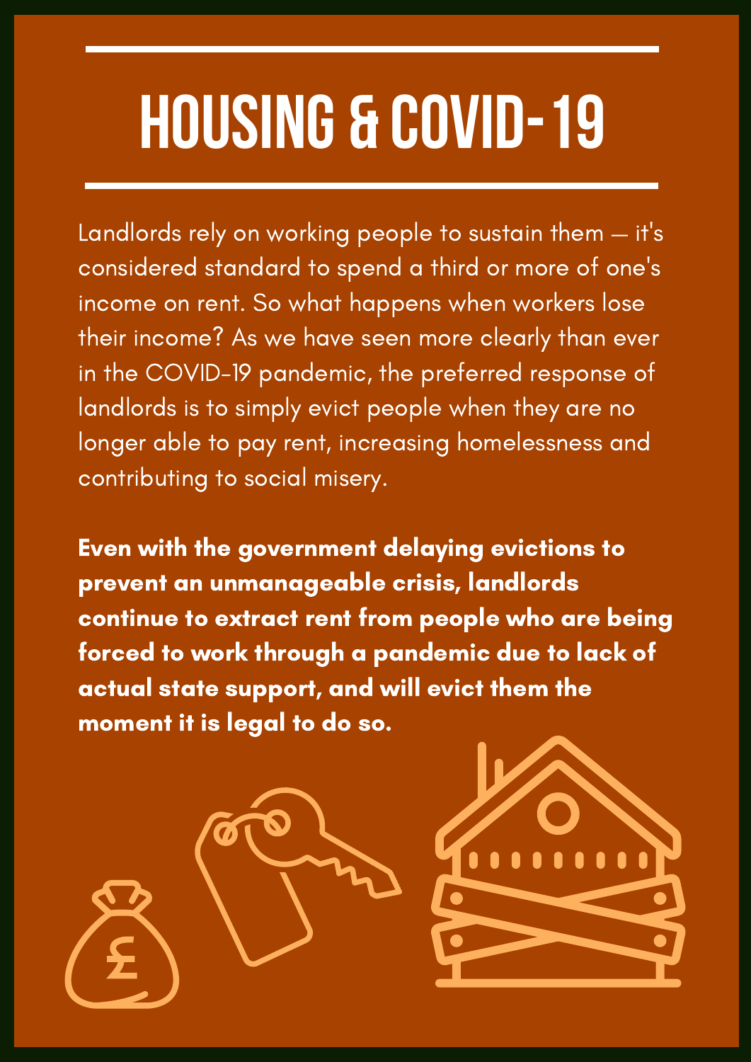# HOUSING & COVID-19

Landlords rely on working people to sustain them — it's considered standard to spend a third or more of one's income on rent. So what happens when workers lose their income? As we have seen more clearly than ever in the COVID-19 pandemic, the preferred response of landlords is to simply evict people when they are no longer able to pay rent, increasing homelessness and contributing to social misery.

**Even with the government delaying evictions to prevent an unmanageable crisis, landlords continue to extract rent from people who are being forced to work through a pandemic due to lack of actual state support, and will evict them the moment it is legal to do so.**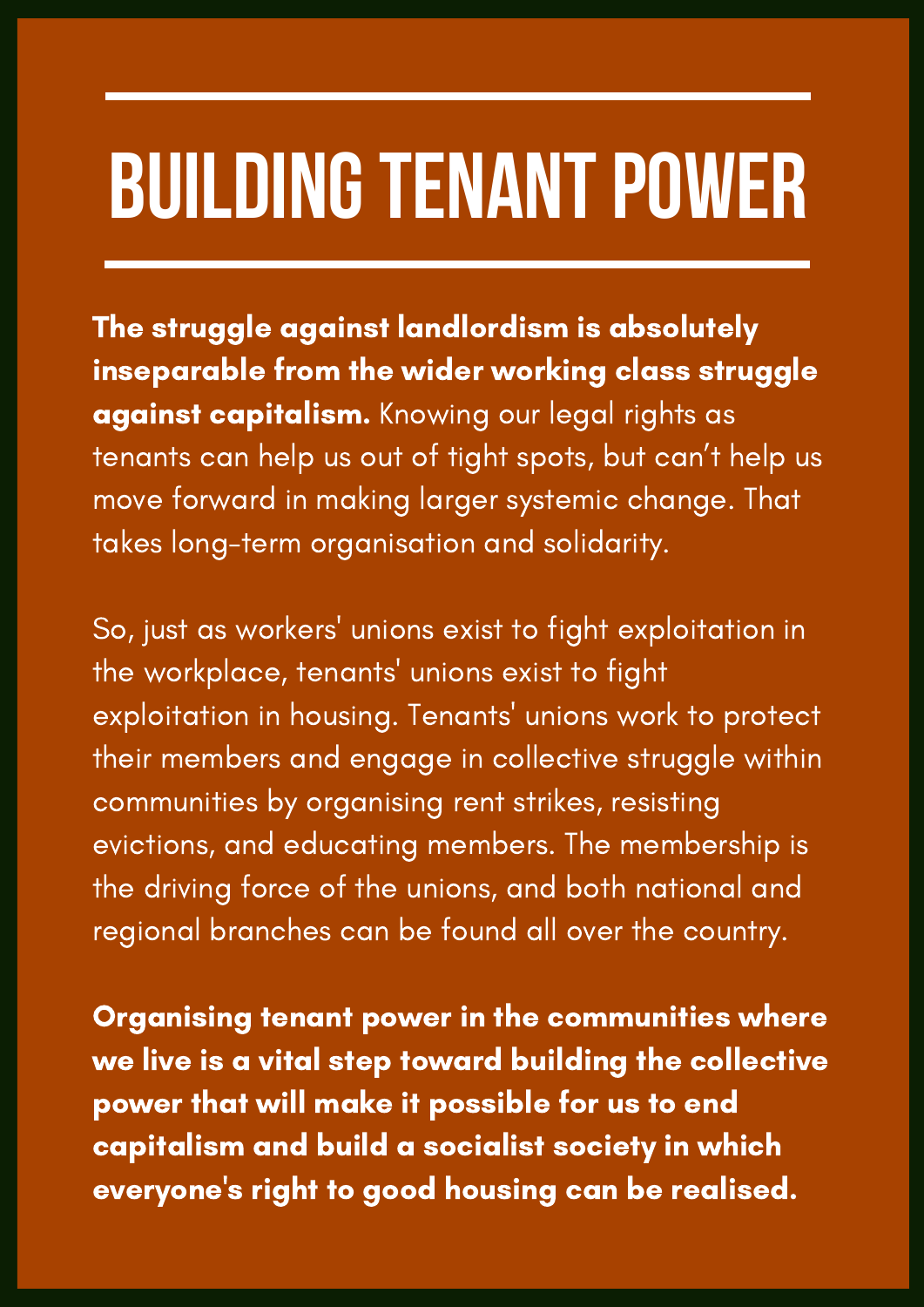# BUILDING TENANT POWER

**The struggle against landlordism is absolutely inseparable from the wider working class struggle against capitalism.** Knowing our legal rights as tenants can help us out of tight spots, but can't help us move forward in making larger systemic change. That takes long-term organisation and solidarity.

So, just as workers' unions exist to fight exploitation in the workplace, tenants' unions exist to fight exploitation in housing. Tenants' unions work to protect their members and engage in collective struggle within communities by organising rent strikes, resisting evictions, and educating members. The membership is the driving force of the unions, and both national and regional branches can be found all over the country.

**Organising tenant power in the communities where we live is a vital step toward building the collective power that will make it possible for us to end capitalism and build a socialist society in which everyone's right to good housing can be realised.**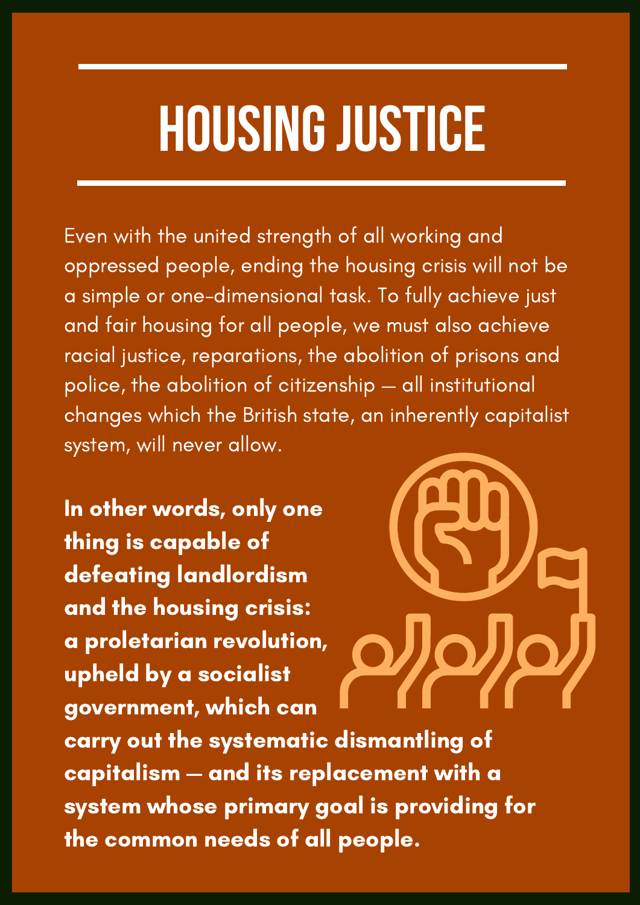# HOUSING JUSTICE

Even with the united strength of all working and oppressed people, ending the housing crisis will not be a simple or one-dimensional task. To fully achieve just and fair housing for all people, we must also achieve racial justice, reparations, the abolition of prisons and police, the abolition of citizenship — all institutional changes which the British state, an inherently capitalist system, will never allow.

**In other words, only one thing is capable of defeating landlordism and the housing crisis: a proletarian revolution, upheld by a socialist government, which can carry out the systematic dismantling of capitalism — and its replacement with a system whose primary goal is providing for the common needs of all people.**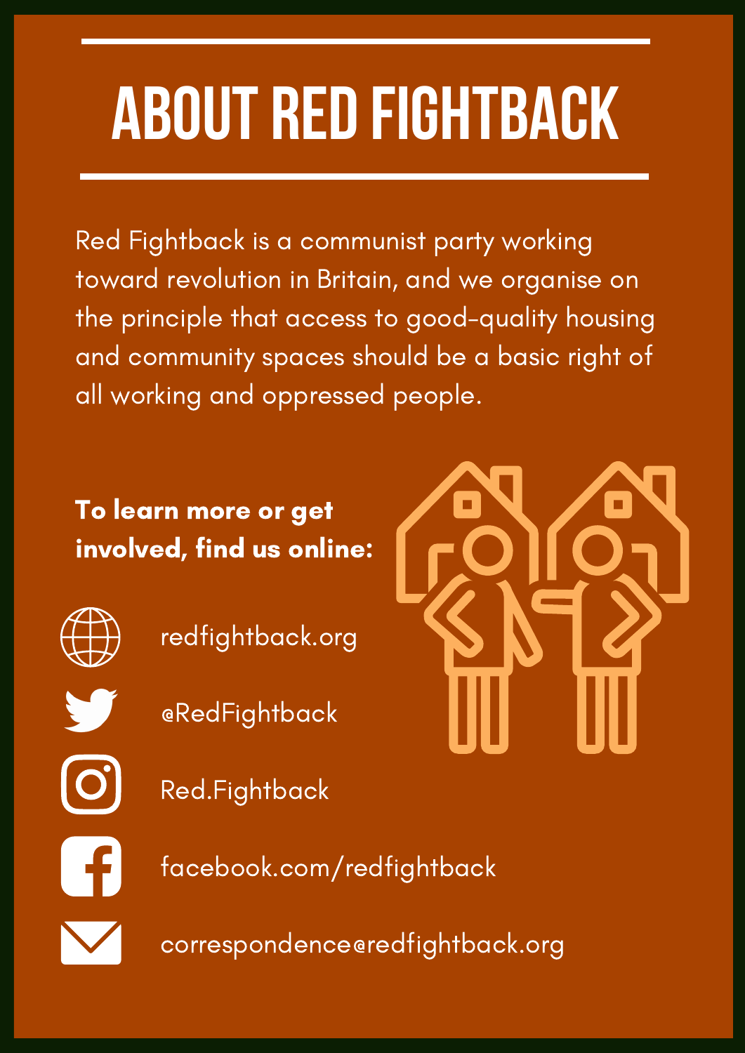# ABOUT RED FIGHTBACK

Red Fightback is a communist party working toward revolution in Britain, and we organise on the principle that access to good-quality housing and community spaces should be a basic right of all working and oppressed people.

**To learn more or get involved, find us online:**

redfightback.org

@RedFightback

Red.Fightback

facebook.com/redfightback

correspondence@redfightback.org